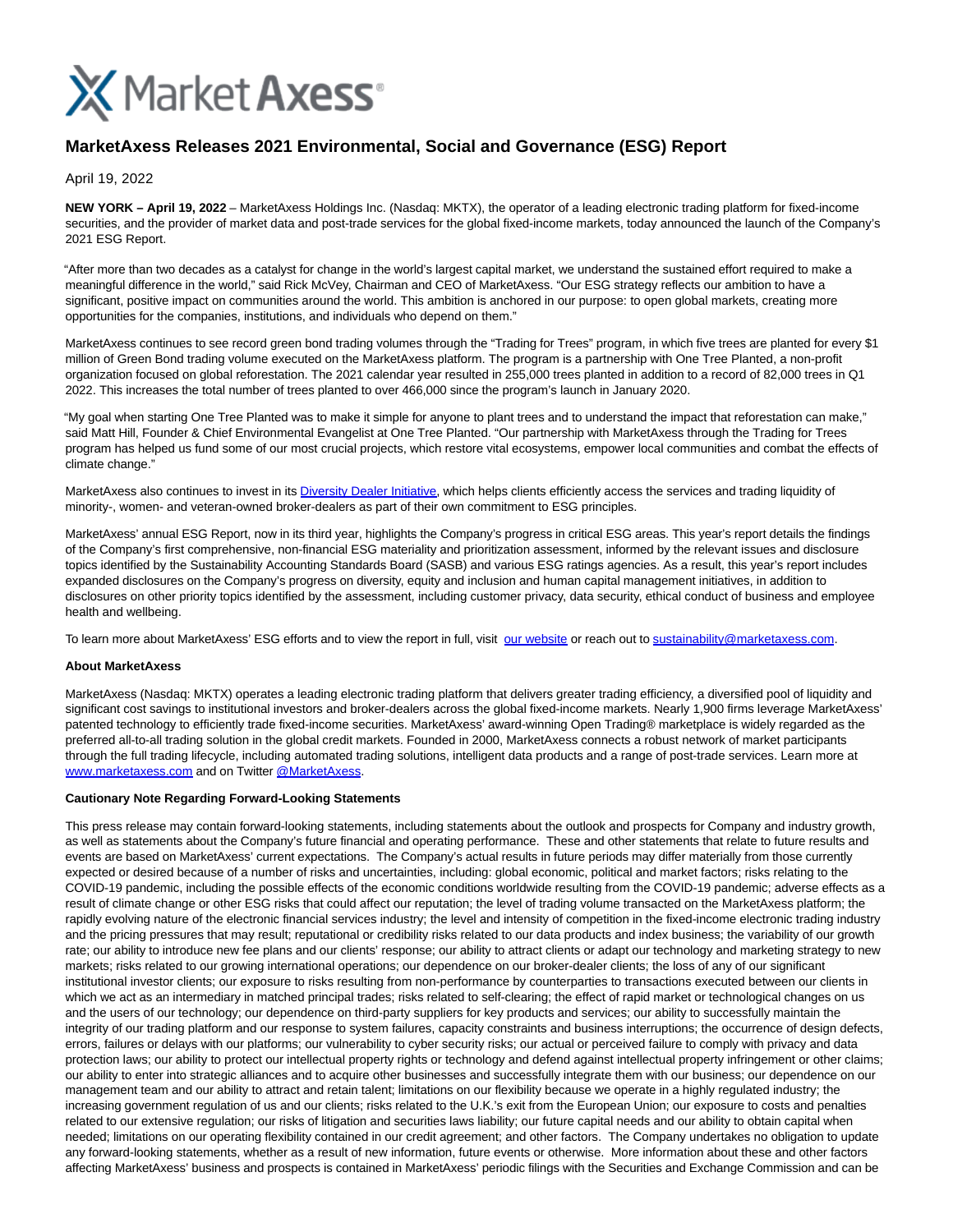# MarketAxess Releases 2021 Environmental, Social and Governance (ESG) Report

April 19, 2022

**NEW YORK – April 19, 2022** – MarketAxess Holdings Inc. (Nasdaq: MKTX), the operator of a leading electronic trading platform for fixed-income securities, and the provider of market data and post-trade services for the global fixed-income markets, today announced the launch of the Company's 2021 ESG Report.

"After more than two decades as a catalyst for change in the world's largest capital market, we understand the sustained effort required to make a meaningful difference in the world," said Rick McVey, Chairman and CEO of MarketAxess. "Our ESG strategy reflects our ambition to have a significant, positive impact on communities around the world. This ambition is anchored in our purpose: to open global markets, creating more opportunities for the companies, institutions, and individuals who depend on them."

MarketAxess continues to see record green bond trading volumes through the "Trading for Trees" program, in which five trees are planted for every $1 million of Green Bond trading volume executed on the MarketAxess platform. The program is a partnership with One Tree Planted, a non-profit organization focused on global reforestation. The 2021 calendar year resulted in 255,000 trees planted in addition to a record of 82,000 trees in Q1 2022. This increases the total number of trees planted to over 466,000 since the program's launch in January 2020.

"My goal when starting One Tree Planted was to make it simple for anyone to plant trees and to understand the impact that reforestation can make," said Matt Hill, Founder & Chief Environmental Evangelist at One Tree Planted. "Our partnership with MarketAxess through the Trading for Trees program has helped us fund some of our most crucial projects, which restore vital ecosystems, empower local communities and combat the effects of climate change."

MarketAxess also continues to invest in its Diversity Dealer Initiative, which helps clients efficiently access the services and trading liquidity of minority-, women- and veteran-owned broker-dealers as part of their own commitment to ESG principles.

MarketAxess' annual ESG Report, now in its third year, highlights the Company's progress in critical ESG areas. This year's report details the findings of the Company's first comprehensive, non-financial ESG materiality and prioritization assessment, informed by the relevant issues and disclosure topics identified by the Sustainability Accounting Standards Board (SASB) and various ESG ratings agencies. As a result, this year's report includes expanded disclosures on the Company's progress on diversity, equity and inclusion and human capital management initiatives, in addition to disclosures on other priority topics identified by the assessment, including customer privacy, data security, ethical conduct of business and employee health and wellbeing.

To learn more about MarketAxess' ESG efforts and to view the report in full, visit our website or reach out to sustainability@marketaxess.com.

**About MarketAxess**

MarketAxess (Nasdaq: MKTX) operates a leading electronic trading platform that delivers greater trading efficiency, a diversified pool of liquidity and significant cost savings to institutional investors and broker-dealers across the global fixed-income markets. Nearly 1,900 firms leverage MarketAxess' patented technology to efficiently trade fixed-income securities. MarketAxess' award-winning Open Trading® marketplace is widely regarded as the preferred all-to-all trading solution in the global credit markets. Founded in 2000, MarketAxess connects a robust network of market participants through the full trading lifecycle, including automated trading solutions, intelligent data products and a range of post-trade services. Learn more at www.marketaxess.com and on Twitter @MarketAxess.

**Cautionary Note Regarding Forward-Looking Statements**

This press release may contain forward-looking statements, including statements about the outlook and prospects for Company and industry growth, as well as statements about the Company's future financial and operating performance. These and other statements that relate to future results and events are based on MarketAxess' current expectations. The Company's actual results in future periods may differ materially from those currently expected or desired because of a number of risks and uncertainties, including: global economic, political and market factors; risks relating to the COVID-19 pandemic, including the possible effects of the economic conditions worldwide resulting from the COVID-19 pandemic; adverse effects as a result of climate change or other ESG risks that could affect our reputation; the level of trading volume transacted on the MarketAxess platform; the rapidly evolving nature of the electronic financial services industry; the level and intensity of competition in the fixed-income electronic trading industry and the pricing pressures that may result; reputational or credibility risks related to our data products and index business; the variability of our growth rate; our ability to introduce new fee plans and our clients' response; our ability to attract clients or adapt our technology and marketing strategy to new markets; risks related to our growing international operations; our dependence on our broker-dealer clients; the loss of any of our significant institutional investor clients; our exposure to risks resulting from non-performance by counterparties to transactions executed between our clients in which we act as an intermediary in matched principal trades; risks related to self-clearing; the effect of rapid market or technological changes on us and the users of our technology; our dependence on third-party suppliers for key products and services; our ability to successfully maintain the integrity of our trading platform and our response to system failures, capacity constraints and business interruptions; the occurrence of design defects, errors, failures or delays with our platforms; our vulnerability to cyber security risks; our actual or perceived failure to comply with privacy and data protection laws; our ability to protect our intellectual property rights or technology and defend against intellectual property infringement or other claims; our ability to enter into strategic alliances and to acquire other businesses and successfully integrate them with our business; our dependence on our management team and our ability to attract and retain talent; limitations on our flexibility because we operate in a highly regulated industry; the increasing government regulation of us and our clients; risks related to the U.K.'s exit from the European Union; our exposure to costs and penalties related to our extensive regulation; our risks of litigation and securities laws liability; our future capital needs and our ability to obtain capital when needed; limitations on our operating flexibility contained in our credit agreement; and other factors. The Company undertakes no obligation to update any forward-looking statements, whether as a result of new information, future events or otherwise. More information about these and other factors affecting MarketAxess' business and prospects is contained in MarketAxess' periodic filings with the Securities and Exchange Commission and can be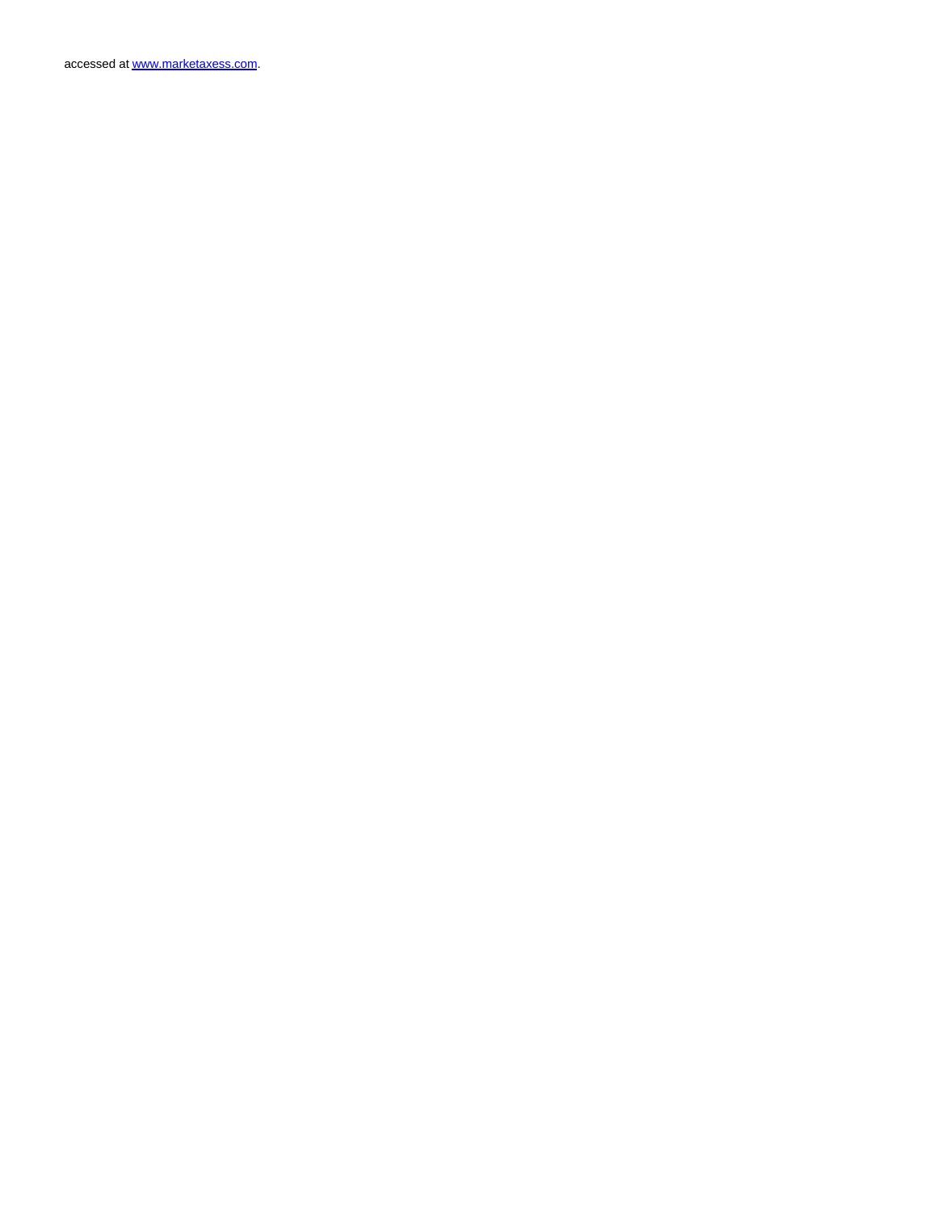accessed at [www.marketaxess.com](http://www.marketaxess.com).